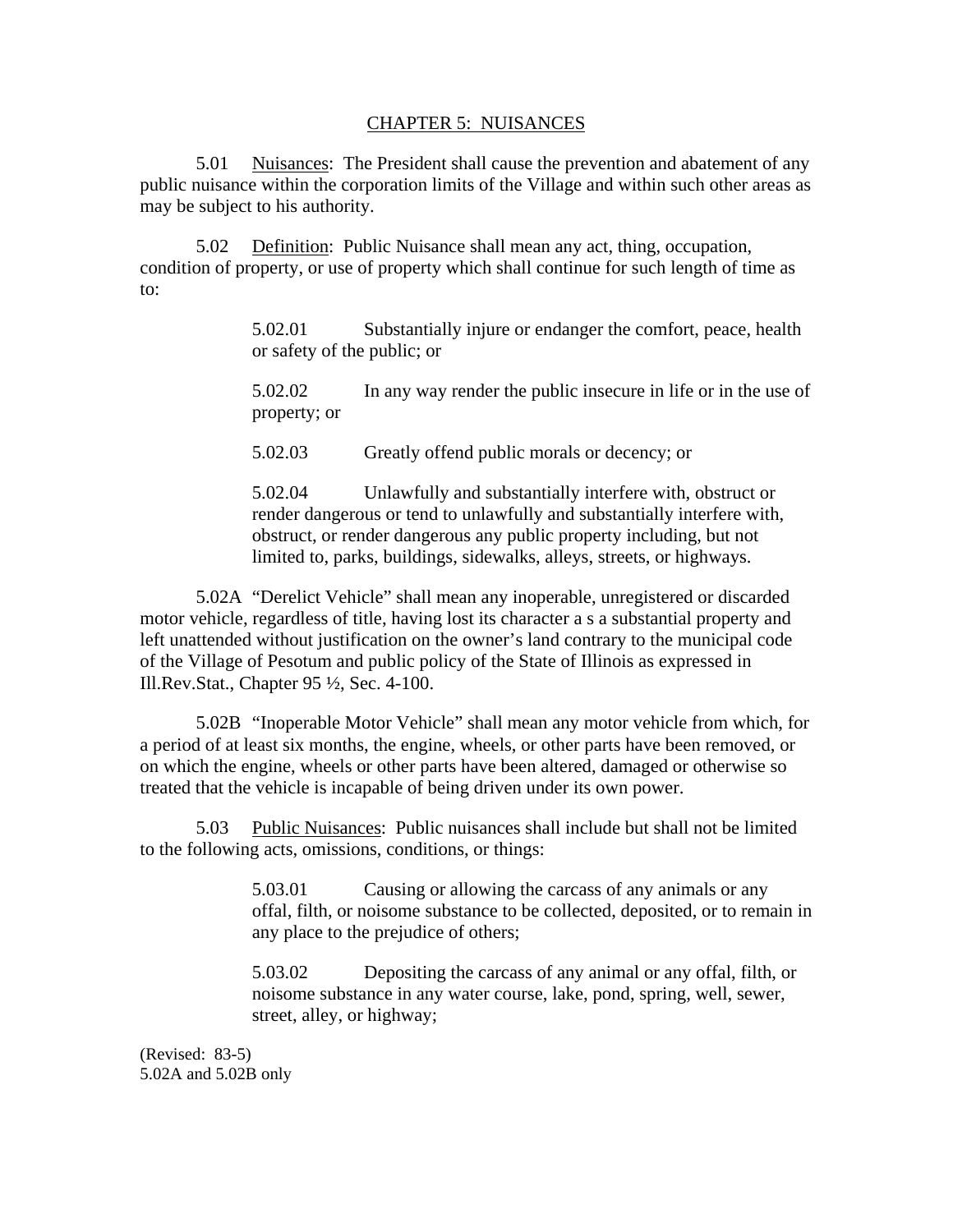# CHAPTER 5: NUISANCES

5.01 Nuisances: The President shall cause the prevention and abatement of any public nuisance within the corporation limits of the Village and within such other areas as may be subject to his authority.

5.02 Definition: Public Nuisance shall mean any act, thing, occupation, condition of property, or use of property which shall continue for such length of time as to:

> 5.02.01 Substantially injure or endanger the comfort, peace, health or safety of the public; or
>
> 5.02.02 In any way render the public insecure in life or in the use of property; or
>
> 5.02.03 Greatly offend public morals or decency; or
>
> 5.02.04 Unlawfully and substantially interfere with, obstruct or render dangerous or tend to unlawfully and substantially interfere with, obstruct, or render dangerous any public property including, but not limited to, parks, buildings, sidewalks, alleys, streets, or highways.

5.02A "Derelict Vehicle" shall mean any inoperable, unregistered or discarded motor vehicle, regardless of title, having lost its character a s a substantial property and left unattended without justification on the owner's land contrary to the municipal code of the Village of Pesotum and public policy of the State of Illinois as expressed in Ill.Rev.Stat., Chapter 95 ½, Sec. 4-100.

5.02B "Inoperable Motor Vehicle" shall mean any motor vehicle from which, for a period of at least six months, the engine, wheels, or other parts have been removed, or on which the engine, wheels or other parts have been altered, damaged or otherwise so treated that the vehicle is incapable of being driven under its own power.

5.03 Public Nuisances: Public nuisances shall include but shall not be limited to the following acts, omissions, conditions, or things:

> 5.03.01 Causing or allowing the carcass of any animals or any offal, filth, or noisome substance to be collected, deposited, or to remain in any place to the prejudice of others;
>
> 5.03.02 Depositing the carcass of any animal or any offal, filth, or noisome substance in any water course, lake, pond, spring, well, sewer, street, alley, or highway;

(Revised: 83-5)
5.02A and 5.02B only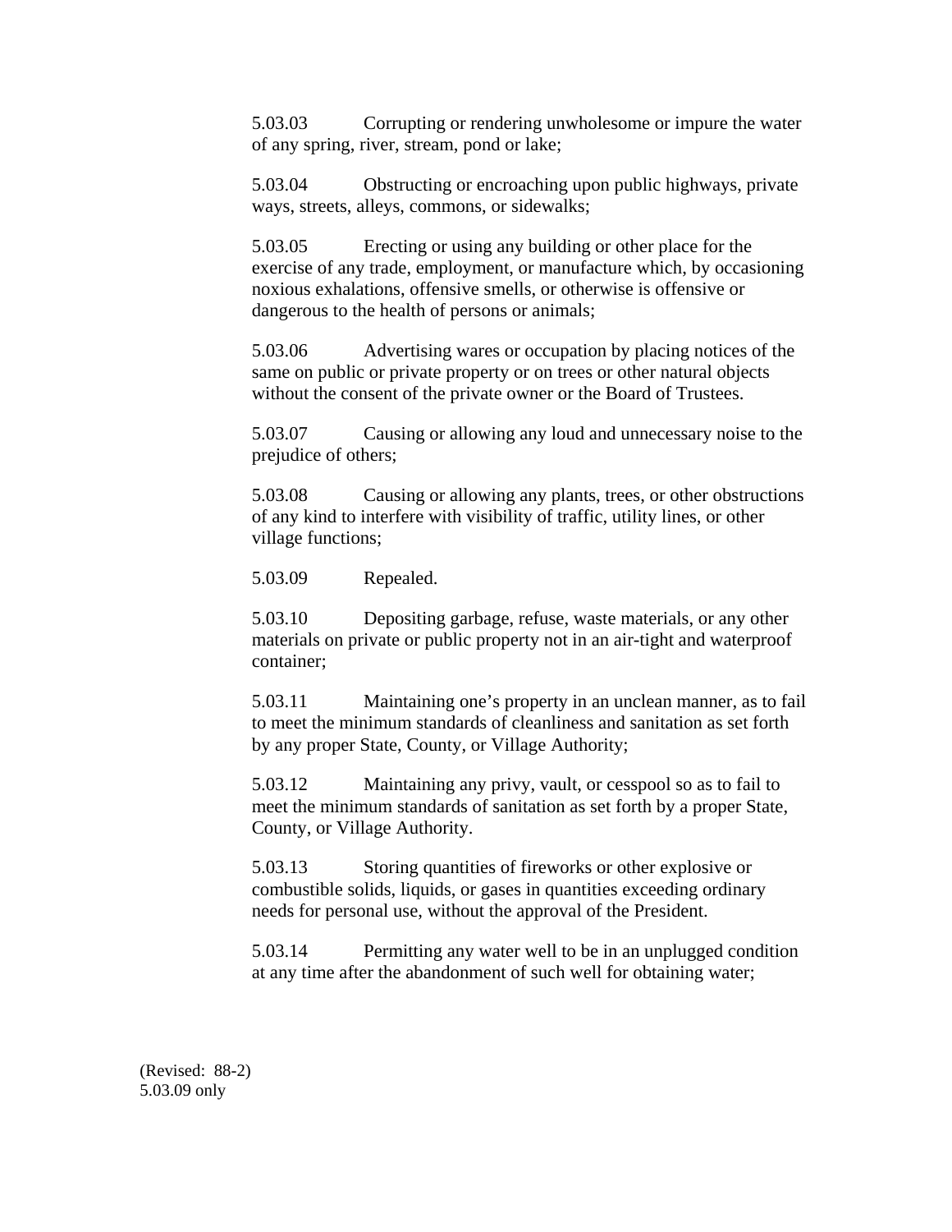5.03.03 Corrupting or rendering unwholesome or impure the water of any spring, river, stream, pond or lake;

5.03.04 Obstructing or encroaching upon public highways, private ways, streets, alleys, commons, or sidewalks;

5.03.05 Erecting or using any building or other place for the exercise of any trade, employment, or manufacture which, by occasioning noxious exhalations, offensive smells, or otherwise is offensive or dangerous to the health of persons or animals;

5.03.06 Advertising wares or occupation by placing notices of the same on public or private property or on trees or other natural objects without the consent of the private owner or the Board of Trustees.

5.03.07 Causing or allowing any loud and unnecessary noise to the prejudice of others;

5.03.08 Causing or allowing any plants, trees, or other obstructions of any kind to interfere with visibility of traffic, utility lines, or other village functions;

5.03.09 Repealed.

5.03.10 Depositing garbage, refuse, waste materials, or any other materials on private or public property not in an air-tight and waterproof container;

5.03.11 Maintaining one's property in an unclean manner, as to fail to meet the minimum standards of cleanliness and sanitation as set forth by any proper State, County, or Village Authority;

5.03.12 Maintaining any privy, vault, or cesspool so as to fail to meet the minimum standards of sanitation as set forth by a proper State, County, or Village Authority.

5.03.13 Storing quantities of fireworks or other explosive or combustible solids, liquids, or gases in quantities exceeding ordinary needs for personal use, without the approval of the President.

5.03.14 Permitting any water well to be in an unplugged condition at any time after the abandonment of such well for obtaining water;

(Revised: 88-2)
5.03.09 only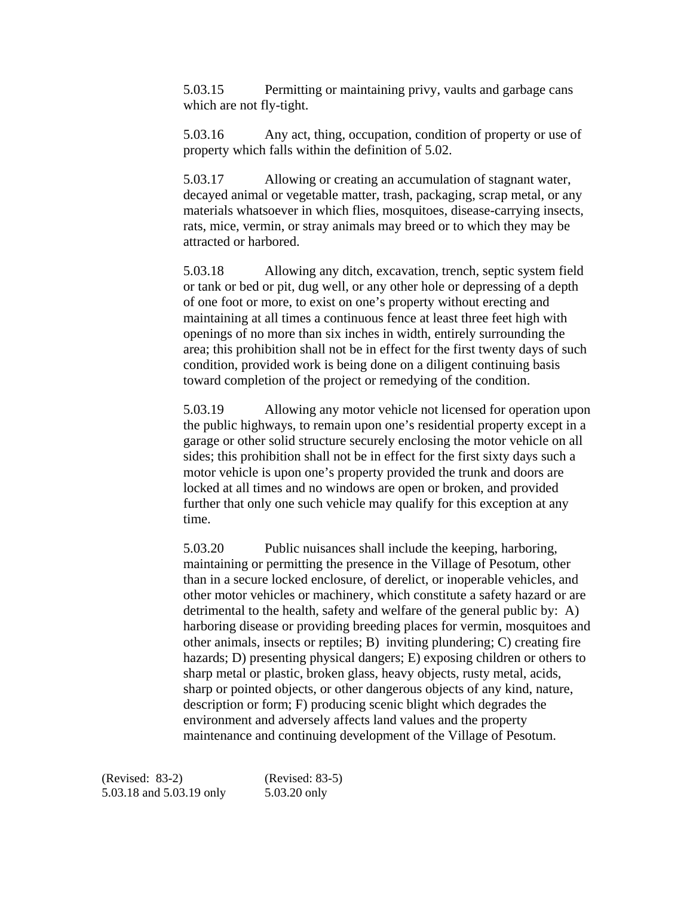5.03.15 Permitting or maintaining privy, vaults and garbage cans which are not fly-tight.

5.03.16 Any act, thing, occupation, condition of property or use of property which falls within the definition of 5.02.

5.03.17 Allowing or creating an accumulation of stagnant water, decayed animal or vegetable matter, trash, packaging, scrap metal, or any materials whatsoever in which flies, mosquitoes, disease-carrying insects, rats, mice, vermin, or stray animals may breed or to which they may be attracted or harbored.

5.03.18 Allowing any ditch, excavation, trench, septic system field or tank or bed or pit, dug well, or any other hole or depressing of a depth of one foot or more, to exist on one's property without erecting and maintaining at all times a continuous fence at least three feet high with openings of no more than six inches in width, entirely surrounding the area; this prohibition shall not be in effect for the first twenty days of such condition, provided work is being done on a diligent continuing basis toward completion of the project or remedying of the condition.

5.03.19 Allowing any motor vehicle not licensed for operation upon the public highways, to remain upon one's residential property except in a garage or other solid structure securely enclosing the motor vehicle on all sides; this prohibition shall not be in effect for the first sixty days such a motor vehicle is upon one's property provided the trunk and doors are locked at all times and no windows are open or broken, and provided further that only one such vehicle may qualify for this exception at any time.

5.03.20 Public nuisances shall include the keeping, harboring, maintaining or permitting the presence in the Village of Pesotum, other than in a secure locked enclosure, of derelict, or inoperable vehicles, and other motor vehicles or machinery, which constitute a safety hazard or are detrimental to the health, safety and welfare of the general public by: A) harboring disease or providing breeding places for vermin, mosquitoes and other animals, insects or reptiles; B) inviting plundering; C) creating fire hazards; D) presenting physical dangers; E) exposing children or others to sharp metal or plastic, broken glass, heavy objects, rusty metal, acids, sharp or pointed objects, or other dangerous objects of any kind, nature, description or form; F) producing scenic blight which degrades the environment and adversely affects land values and the property maintenance and continuing development of the Village of Pesotum.

(Revised: 83-2)
5.03.18 and 5.03.19 only

(Revised: 83-5)
5.03.20 only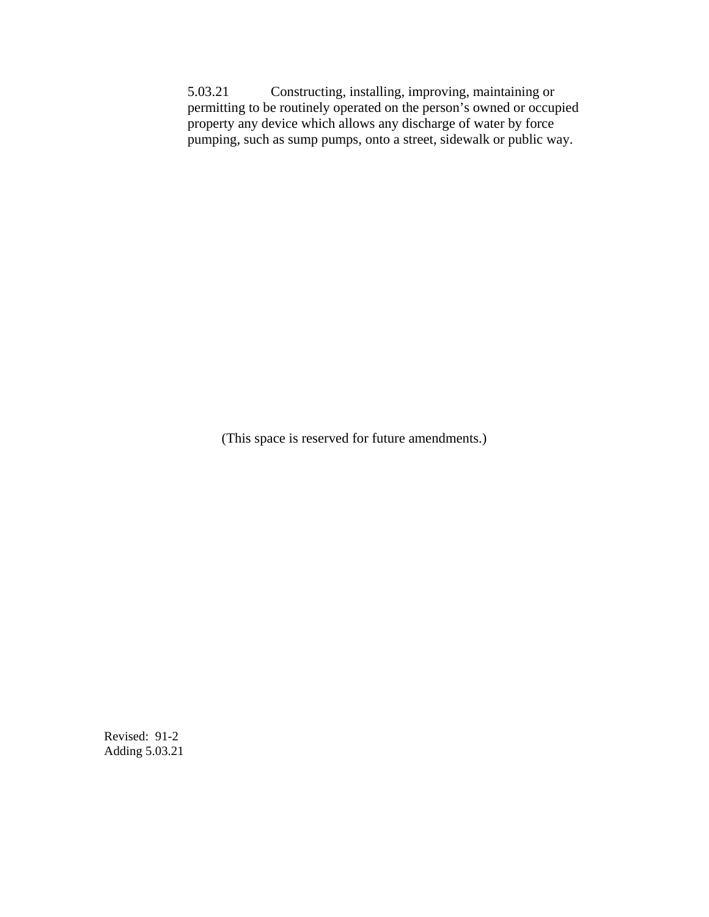5.03.21 Constructing, installing, improving, maintaining or permitting to be routinely operated on the person's owned or occupied property any device which allows any discharge of water by force pumping, such as sump pumps, onto a street, sidewalk or public way.

(This space is reserved for future amendments.)

Revised: 91-2
Adding 5.03.21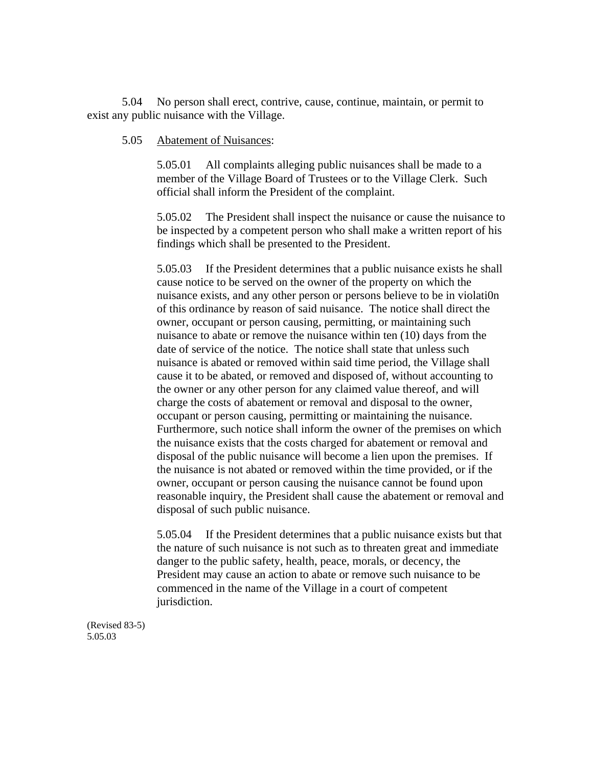5.04 No person shall erect, contrive, cause, continue, maintain, or permit to exist any public nuisance with the Village.

5.05 Abatement of Nuisances:

5.05.01 All complaints alleging public nuisances shall be made to a member of the Village Board of Trustees or to the Village Clerk. Such official shall inform the President of the complaint.

5.05.02 The President shall inspect the nuisance or cause the nuisance to be inspected by a competent person who shall make a written report of his findings which shall be presented to the President.

5.05.03 If the President determines that a public nuisance exists he shall cause notice to be served on the owner of the property on which the nuisance exists, and any other person or persons believe to be in violati0n of this ordinance by reason of said nuisance. The notice shall direct the owner, occupant or person causing, permitting, or maintaining such nuisance to abate or remove the nuisance within ten (10) days from the date of service of the notice. The notice shall state that unless such nuisance is abated or removed within said time period, the Village shall cause it to be abated, or removed and disposed of, without accounting to the owner or any other person for any claimed value thereof, and will charge the costs of abatement or removal and disposal to the owner, occupant or person causing, permitting or maintaining the nuisance. Furthermore, such notice shall inform the owner of the premises on which the nuisance exists that the costs charged for abatement or removal and disposal of the public nuisance will become a lien upon the premises. If the nuisance is not abated or removed within the time provided, or if the owner, occupant or person causing the nuisance cannot be found upon reasonable inquiry, the President shall cause the abatement or removal and disposal of such public nuisance.

5.05.04 If the President determines that a public nuisance exists but that the nature of such nuisance is not such as to threaten great and immediate danger to the public safety, health, peace, morals, or decency, the President may cause an action to abate or remove such nuisance to be commenced in the name of the Village in a court of competent jurisdiction.

(Revised 83-5)
5.05.03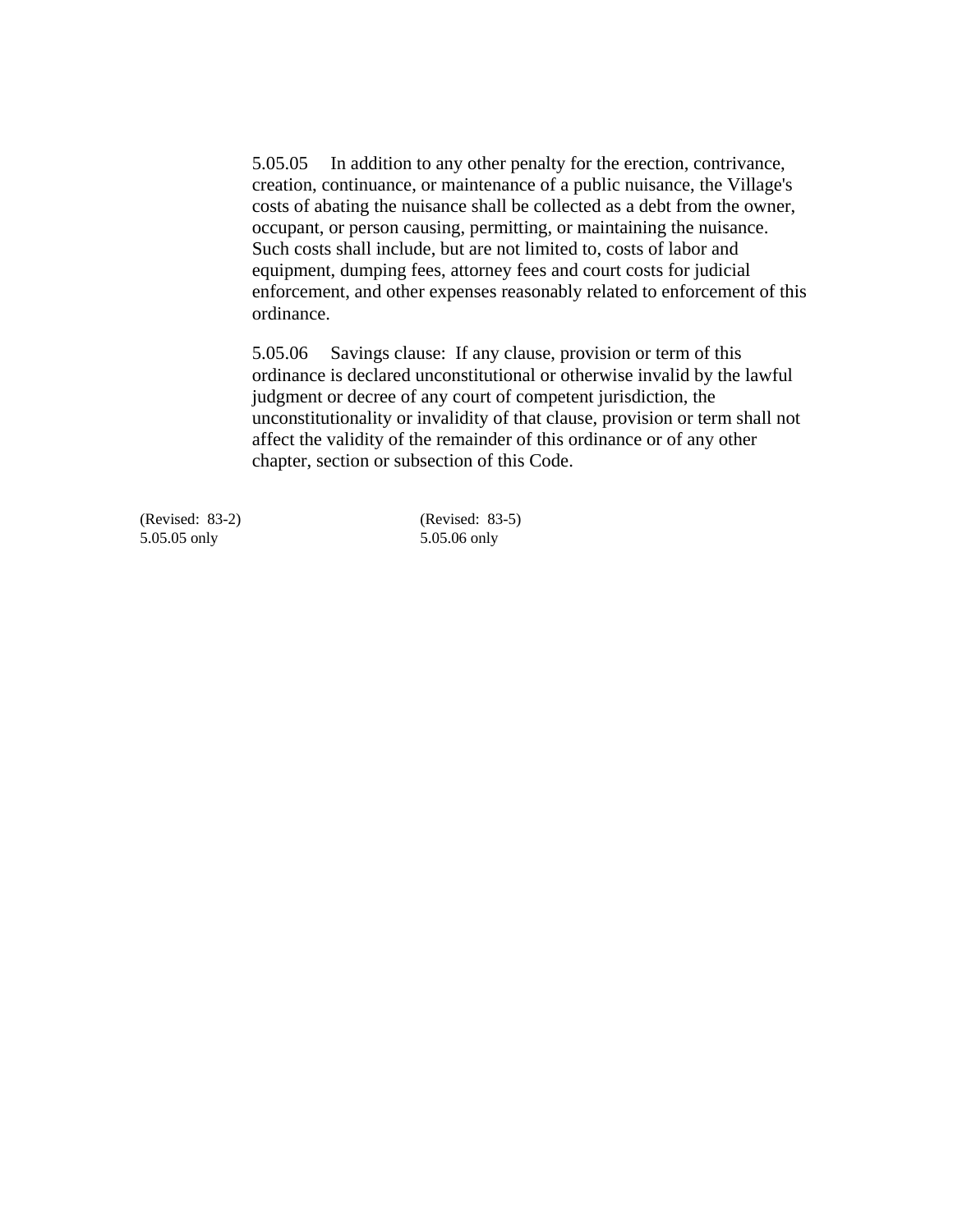5.05.05 In addition to any other penalty for the erection, contrivance, creation, continuance, or maintenance of a public nuisance, the Village's costs of abating the nuisance shall be collected as a debt from the owner, occupant, or person causing, permitting, or maintaining the nuisance. Such costs shall include, but are not limited to, costs of labor and equipment, dumping fees, attorney fees and court costs for judicial enforcement, and other expenses reasonably related to enforcement of this ordinance.

5.05.06 Savings clause: If any clause, provision or term of this ordinance is declared unconstitutional or otherwise invalid by the lawful judgment or decree of any court of competent jurisdiction, the unconstitutionality or invalidity of that clause, provision or term shall not affect the validity of the remainder of this ordinance or of any other chapter, section or subsection of this Code.

(Revised: 83-2)
5.05.05 only

(Revised: 83-5)
5.05.06 only